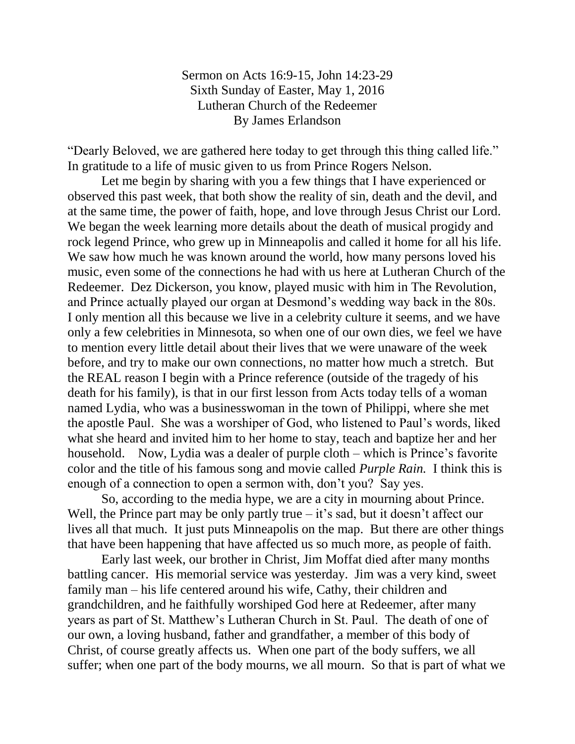Sermon on Acts 16:9-15, John 14:23-29
Sixth Sunday of Easter, May 1, 2016
Lutheran Church of the Redeemer
By James Erlandson

"Dearly Beloved, we are gathered here today to get through this thing called life." In gratitude to a life of music given to us from Prince Rogers Nelson.

Let me begin by sharing with you a few things that I have experienced or observed this past week, that both show the reality of sin, death and the devil, and at the same time, the power of faith, hope, and love through Jesus Christ our Lord. We began the week learning more details about the death of musical progidy and rock legend Prince, who grew up in Minneapolis and called it home for all his life. We saw how much he was known around the world, how many persons loved his music, even some of the connections he had with us here at Lutheran Church of the Redeemer. Dez Dickerson, you know, played music with him in The Revolution, and Prince actually played our organ at Desmond's wedding way back in the 80s. I only mention all this because we live in a celebrity culture it seems, and we have only a few celebrities in Minnesota, so when one of our own dies, we feel we have to mention every little detail about their lives that we were unaware of the week before, and try to make our own connections, no matter how much a stretch. But the REAL reason I begin with a Prince reference (outside of the tragedy of his death for his family), is that in our first lesson from Acts today tells of a woman named Lydia, who was a businesswoman in the town of Philippi, where she met the apostle Paul. She was a worshiper of God, who listened to Paul's words, liked what she heard and invited him to her home to stay, teach and baptize her and her household. Now, Lydia was a dealer of purple cloth – which is Prince's favorite color and the title of his famous song and movie called *Purple Rain.* I think this is enough of a connection to open a sermon with, don't you? Say yes.

So, according to the media hype, we are a city in mourning about Prince. Well, the Prince part may be only partly true – it's sad, but it doesn't affect our lives all that much. It just puts Minneapolis on the map. But there are other things that have been happening that have affected us so much more, as people of faith.

Early last week, our brother in Christ, Jim Moffat died after many months battling cancer. His memorial service was yesterday. Jim was a very kind, sweet family man – his life centered around his wife, Cathy, their children and grandchildren, and he faithfully worshiped God here at Redeemer, after many years as part of St. Matthew's Lutheran Church in St. Paul. The death of one of our own, a loving husband, father and grandfather, a member of this body of Christ, of course greatly affects us. When one part of the body suffers, we all suffer; when one part of the body mourns, we all mourn. So that is part of what we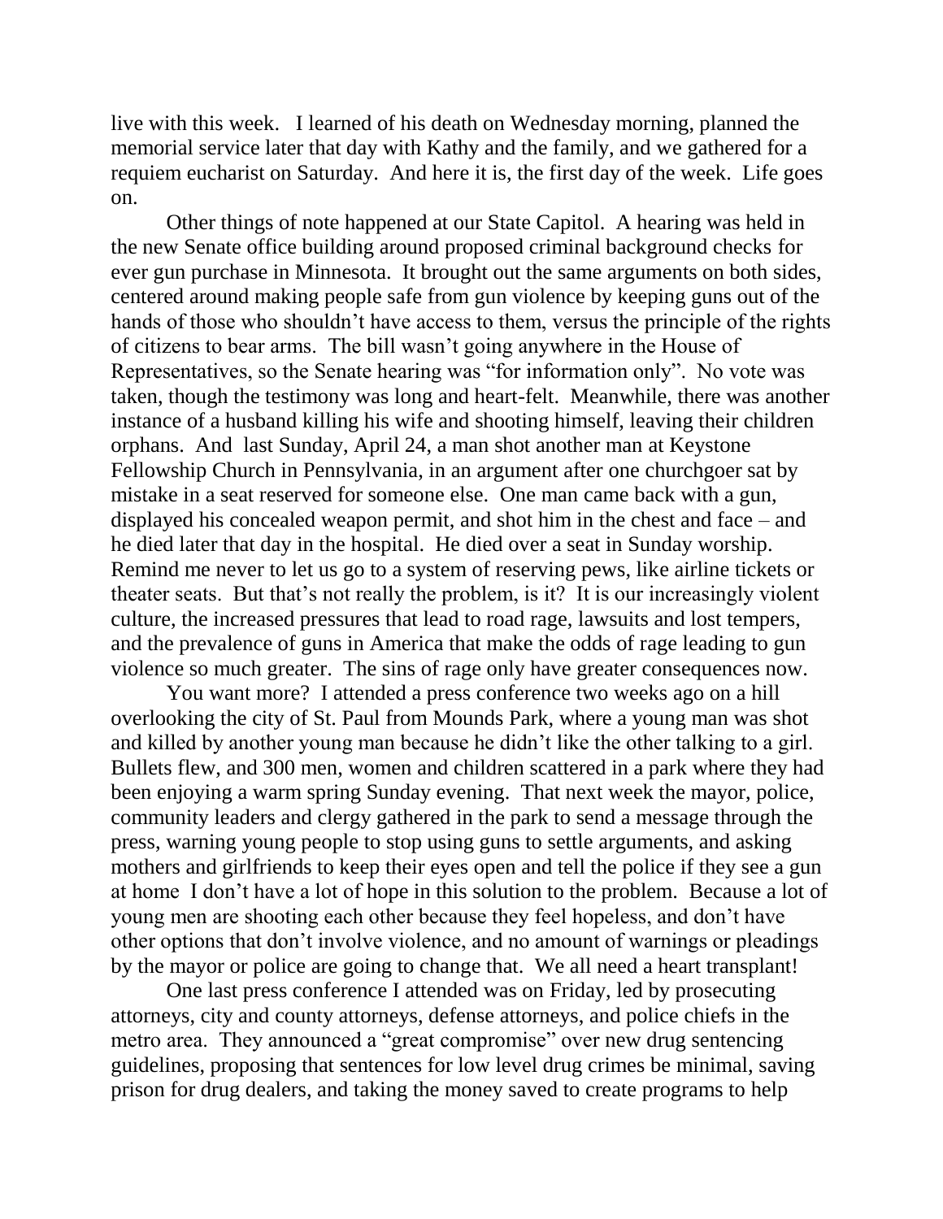live with this week. I learned of his death on Wednesday morning, planned the memorial service later that day with Kathy and the family, and we gathered for a requiem eucharist on Saturday. And here it is, the first day of the week. Life goes on.

Other things of note happened at our State Capitol. A hearing was held in the new Senate office building around proposed criminal background checks for ever gun purchase in Minnesota. It brought out the same arguments on both sides, centered around making people safe from gun violence by keeping guns out of the hands of those who shouldn't have access to them, versus the principle of the rights of citizens to bear arms. The bill wasn't going anywhere in the House of Representatives, so the Senate hearing was "for information only". No vote was taken, though the testimony was long and heart-felt. Meanwhile, there was another instance of a husband killing his wife and shooting himself, leaving their children orphans. And last Sunday, April 24, a man shot another man at Keystone Fellowship Church in Pennsylvania, in an argument after one churchgoer sat by mistake in a seat reserved for someone else. One man came back with a gun, displayed his concealed weapon permit, and shot him in the chest and face – and he died later that day in the hospital. He died over a seat in Sunday worship. Remind me never to let us go to a system of reserving pews, like airline tickets or theater seats. But that's not really the problem, is it? It is our increasingly violent culture, the increased pressures that lead to road rage, lawsuits and lost tempers, and the prevalence of guns in America that make the odds of rage leading to gun violence so much greater. The sins of rage only have greater consequences now.

You want more? I attended a press conference two weeks ago on a hill overlooking the city of St. Paul from Mounds Park, where a young man was shot and killed by another young man because he didn't like the other talking to a girl. Bullets flew, and 300 men, women and children scattered in a park where they had been enjoying a warm spring Sunday evening. That next week the mayor, police, community leaders and clergy gathered in the park to send a message through the press, warning young people to stop using guns to settle arguments, and asking mothers and girlfriends to keep their eyes open and tell the police if they see a gun at home I don't have a lot of hope in this solution to the problem. Because a lot of young men are shooting each other because they feel hopeless, and don't have other options that don't involve violence, and no amount of warnings or pleadings by the mayor or police are going to change that. We all need a heart transplant!

One last press conference I attended was on Friday, led by prosecuting attorneys, city and county attorneys, defense attorneys, and police chiefs in the metro area. They announced a "great compromise" over new drug sentencing guidelines, proposing that sentences for low level drug crimes be minimal, saving prison for drug dealers, and taking the money saved to create programs to help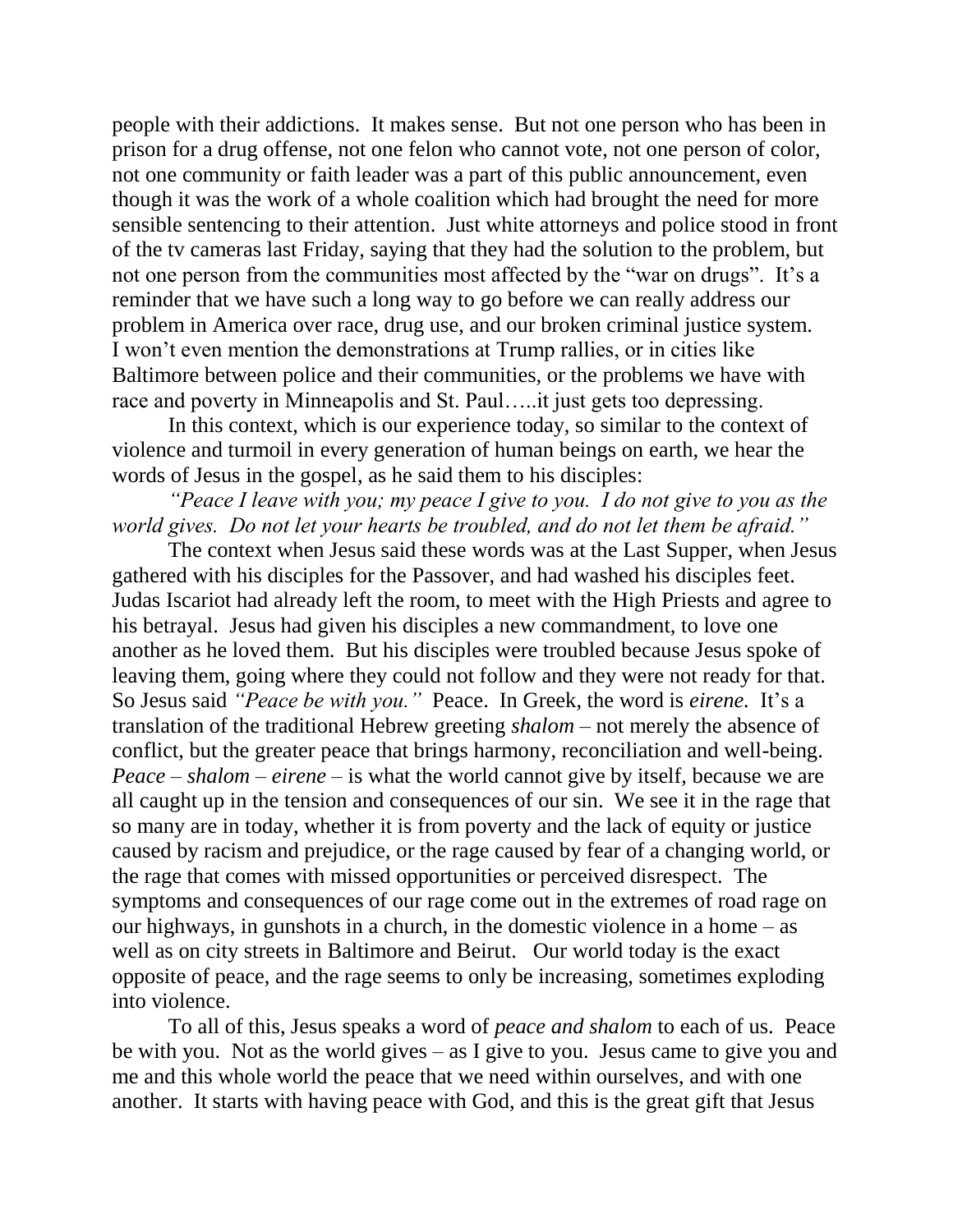people with their addictions. It makes sense. But not one person who has been in prison for a drug offense, not one felon who cannot vote, not one person of color, not one community or faith leader was a part of this public announcement, even though it was the work of a whole coalition which had brought the need for more sensible sentencing to their attention. Just white attorneys and police stood in front of the tv cameras last Friday, saying that they had the solution to the problem, but not one person from the communities most affected by the "war on drugs". It's a reminder that we have such a long way to go before we can really address our problem in America over race, drug use, and our broken criminal justice system. I won't even mention the demonstrations at Trump rallies, or in cities like Baltimore between police and their communities, or the problems we have with race and poverty in Minneapolis and St. Paul…..it just gets too depressing.

In this context, which is our experience today, so similar to the context of violence and turmoil in every generation of human beings on earth, we hear the words of Jesus in the gospel, as he said them to his disciples:

*"Peace I leave with you; my peace I give to you. I do not give to you as the world gives. Do not let your hearts be troubled, and do not let them be afraid."*

The context when Jesus said these words was at the Last Supper, when Jesus gathered with his disciples for the Passover, and had washed his disciples feet. Judas Iscariot had already left the room, to meet with the High Priests and agree to his betrayal. Jesus had given his disciples a new commandment, to love one another as he loved them. But his disciples were troubled because Jesus spoke of leaving them, going where they could not follow and they were not ready for that. So Jesus said *"Peace be with you."* Peace. In Greek, the word is *eirene*. It's a translation of the traditional Hebrew greeting *shalom* – not merely the absence of conflict, but the greater peace that brings harmony, reconciliation and well-being. *Peace – shalom – eirene* – is what the world cannot give by itself, because we are all caught up in the tension and consequences of our sin. We see it in the rage that so many are in today, whether it is from poverty and the lack of equity or justice caused by racism and prejudice, or the rage caused by fear of a changing world, or the rage that comes with missed opportunities or perceived disrespect. The symptoms and consequences of our rage come out in the extremes of road rage on our highways, in gunshots in a church, in the domestic violence in a home – as well as on city streets in Baltimore and Beirut. Our world today is the exact opposite of peace, and the rage seems to only be increasing, sometimes exploding into violence.

To all of this, Jesus speaks a word of *peace and shalom* to each of us. Peace be with you. Not as the world gives – as I give to you. Jesus came to give you and me and this whole world the peace that we need within ourselves, and with one another. It starts with having peace with God, and this is the great gift that Jesus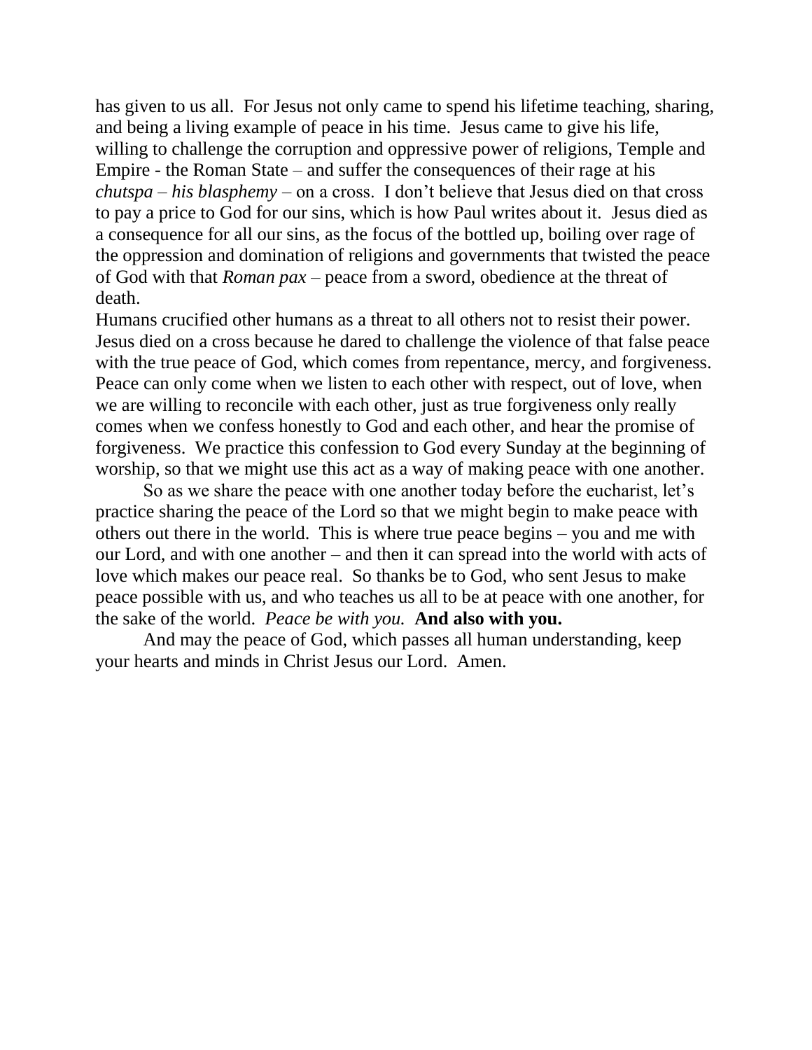has given to us all.  For Jesus not only came to spend his lifetime teaching, sharing, and being a living example of peace in his time.  Jesus came to give his life, willing to challenge the corruption and oppressive power of religions, Temple and Empire - the Roman State – and suffer the consequences of their rage at his *chutspa – his blasphemy* – on a cross.  I don't believe that Jesus died on that cross to pay a price to God for our sins, which is how Paul writes about it.  Jesus died as a consequence for all our sins, as the focus of the bottled up, boiling over rage of the oppression and domination of religions and governments that twisted the peace of God with that *Roman pax* – peace from a sword, obedience at the threat of death.

Humans crucified other humans as a threat to all others not to resist their power. Jesus died on a cross because he dared to challenge the violence of that false peace with the true peace of God, which comes from repentance, mercy, and forgiveness. Peace can only come when we listen to each other with respect, out of love, when we are willing to reconcile with each other, just as true forgiveness only really comes when we confess honestly to God and each other, and hear the promise of forgiveness.  We practice this confession to God every Sunday at the beginning of worship, so that we might use this act as a way of making peace with one another.

So as we share the peace with one another today before the eucharist, let's practice sharing the peace of the Lord so that we might begin to make peace with others out there in the world.  This is where true peace begins – you and me with our Lord, and with one another – and then it can spread into the world with acts of love which makes our peace real.  So thanks be to God, who sent Jesus to make peace possible with us, and who teaches us all to be at peace with one another, for the sake of the world.  *Peace be with you.*  **And also with you.**

And may the peace of God, which passes all human understanding, keep your hearts and minds in Christ Jesus our Lord.  Amen.